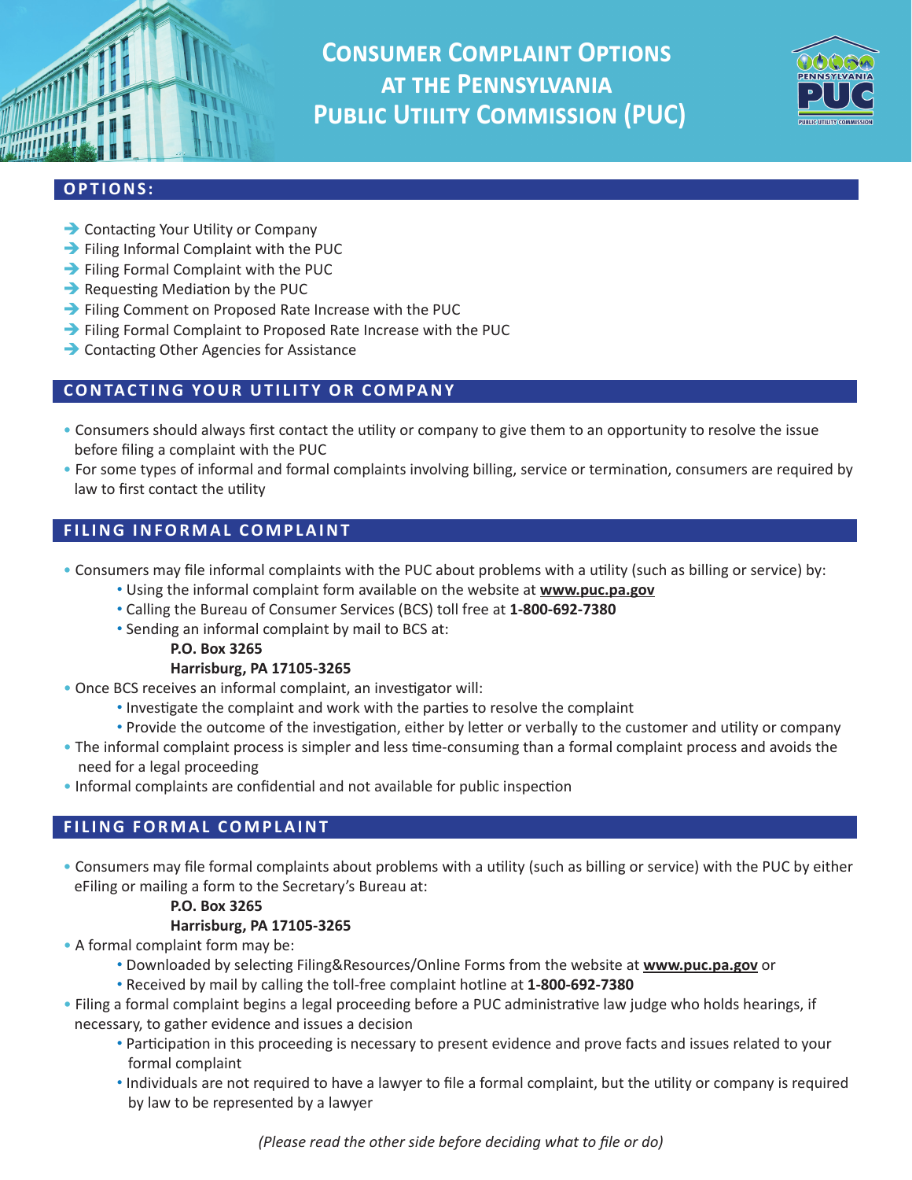# Consumer Complaint Options at the Pennsylvania Public Utility Commission (PUC)

## OPTIONS:

- Contacting Your Utility or Company
- Filing Informal Complaint with the PUC
- Filing Formal Complaint with the PUC
- Requesting Mediation by the PUC
- Filing Comment on Proposed Rate Increase with the PUC
- Filing Formal Complaint to Proposed Rate Increase with the PUC
- Contacting Other Agencies for Assistance

## CONTACTING YOUR UTILITY OR COMPANY

- Consumers should always first contact the utility or company to give them to an opportunity to resolve the issue before filing a complaint with the PUC
- For some types of informal and formal complaints involving billing, service or termination, consumers are required by law to first contact the utility

## FILING INFORMAL COMPLAINT

- Consumers may file informal complaints with the PUC about problems with a utility (such as billing or service) by:
  - Using the informal complaint form available on the website at **www.puc.pa.gov**
  - Calling the Bureau of Consumer Services (BCS) toll free at **1-800-692-7380**
  - Sending an informal complaint by mail to BCS at:

    **P.O. Box 3265**
    **Harrisburg, PA 17105-3265**
- Once BCS receives an informal complaint, an investigator will:
  - Investigate the complaint and work with the parties to resolve the complaint
  - Provide the outcome of the investigation, either by letter or verbally to the customer and utility or company
- The informal complaint process is simpler and less time-consuming than a formal complaint process and avoids the need for a legal proceeding
- Informal complaints are confidential and not available for public inspection

## FILING FORMAL COMPLAINT

- Consumers may file formal complaints about problems with a utility (such as billing or service) with the PUC by either eFiling or mailing a form to the Secretary's Bureau at:

  **P.O. Box 3265**
  **Harrisburg, PA 17105-3265**
- A formal complaint form may be:
  - Downloaded by selecting Filing&Resources/Online Forms from the website at **www.puc.pa.gov** or
  - Received by mail by calling the toll-free complaint hotline at **1-800-692-7380**
- Filing a formal complaint begins a legal proceeding before a PUC administrative law judge who holds hearings, if necessary, to gather evidence and issues a decision
  - Participation in this proceeding is necessary to present evidence and prove facts and issues related to your formal complaint
  - Individuals are not required to have a lawyer to file a formal complaint, but the utility or company is required by law to be represented by a lawyer

*(Please read the other side before deciding what to file or do)*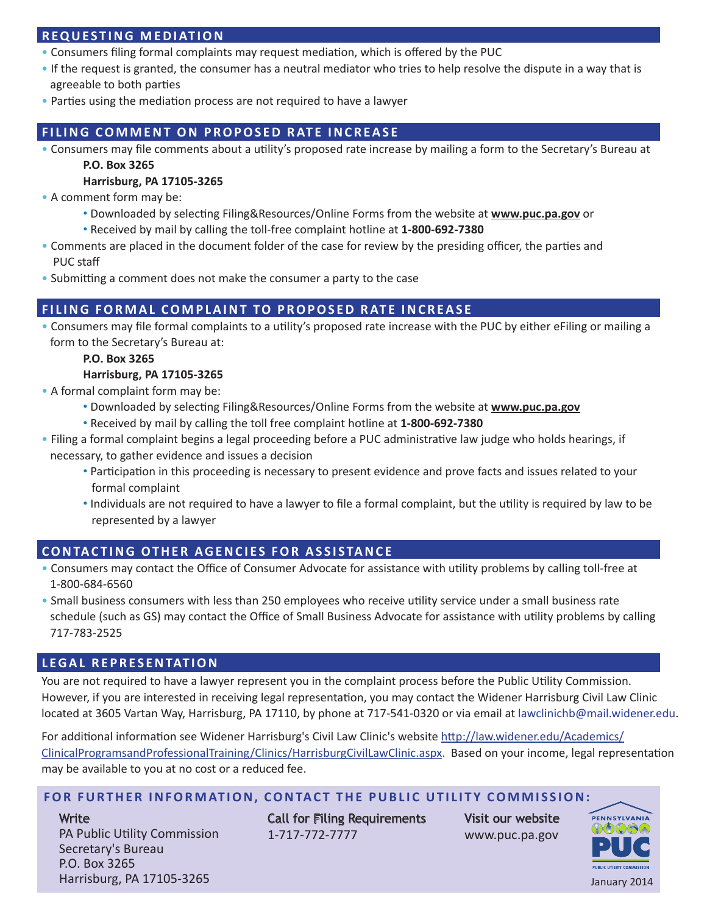## REQUESTING MEDIATION

- Consumers filing formal complaints may request mediation, which is offered by the PUC
- If the request is granted, the consumer has a neutral mediator who tries to help resolve the dispute in a way that is agreeable to both parties
- Parties using the mediation process are not required to have a lawyer

## FILING COMMENT ON PROPOSED RATE INCREASE

- Consumers may file comments about a utility's proposed rate increase by mailing a form to the Secretary's Bureau at

  **P.O. Box 3265**
  **Harrisburg, PA 17105-3265**
- A comment form may be:
  - Downloaded by selecting Filing&Resources/Online Forms from the website at **www.puc.pa.gov** or
  - Received by mail by calling the toll-free complaint hotline at **1-800-692-7380**
- Comments are placed in the document folder of the case for review by the presiding officer, the parties and PUC staff
- Submitting a comment does not make the consumer a party to the case

## FILING FORMAL COMPLAINT TO PROPOSED RATE INCREASE

- Consumers may file formal complaints to a utility's proposed rate increase with the PUC by either eFiling or mailing a form to the Secretary's Bureau at:

  **P.O. Box 3265**
  **Harrisburg, PA 17105-3265**
- A formal complaint form may be:
  - Downloaded by selecting Filing&Resources/Online Forms from the website at **www.puc.pa.gov**
  - Received by mail by calling the toll free complaint hotline at **1-800-692-7380**
- Filing a formal complaint begins a legal proceeding before a PUC administrative law judge who holds hearings, if necessary, to gather evidence and issues a decision
  - Participation in this proceeding is necessary to present evidence and prove facts and issues related to your formal complaint
  - Individuals are not required to have a lawyer to file a formal complaint, but the utility is required by law to be represented by a lawyer

## CONTACTING OTHER AGENCIES FOR ASSISTANCE

- Consumers may contact the Office of Consumer Advocate for assistance with utility problems by calling toll-free at 1-800-684-6560
- Small business consumers with less than 250 employees who receive utility service under a small business rate schedule (such as GS) may contact the Office of Small Business Advocate for assistance with utility problems by calling 717-783-2525

## LEGAL REPRESENTATION

You are not required to have a lawyer represent you in the complaint process before the Public Utility Commission. However, if you are interested in receiving legal representation, you may contact the Widener Harrisburg Civil Law Clinic located at 3605 Vartan Way, Harrisburg, PA 17110, by phone at 717-541-0320 or via email at lawclinichb@mail.widener.edu.

For additional information see Widener Harrisburg's Civil Law Clinic's website http://law.widener.edu/Academics/ClinicalProgramsandProfessionalTraining/Clinics/HarrisburgCivilLawClinic.aspx. Based on your income, legal representation may be available to you at no cost or a reduced fee.

## FOR FURTHER INFORMATION, CONTACT THE PUBLIC UTILITY COMMISSION:

**Write**
PA Public Utility Commission
Secretary's Bureau
P.O. Box 3265
Harrisburg, PA 17105-3265

**Call for Filing Requirements**
1-717-772-7777

**Visit our website**
www.puc.pa.gov

PENNSYLVANIA PUC PUBLIC UTILITY COMMISSION

January 2014